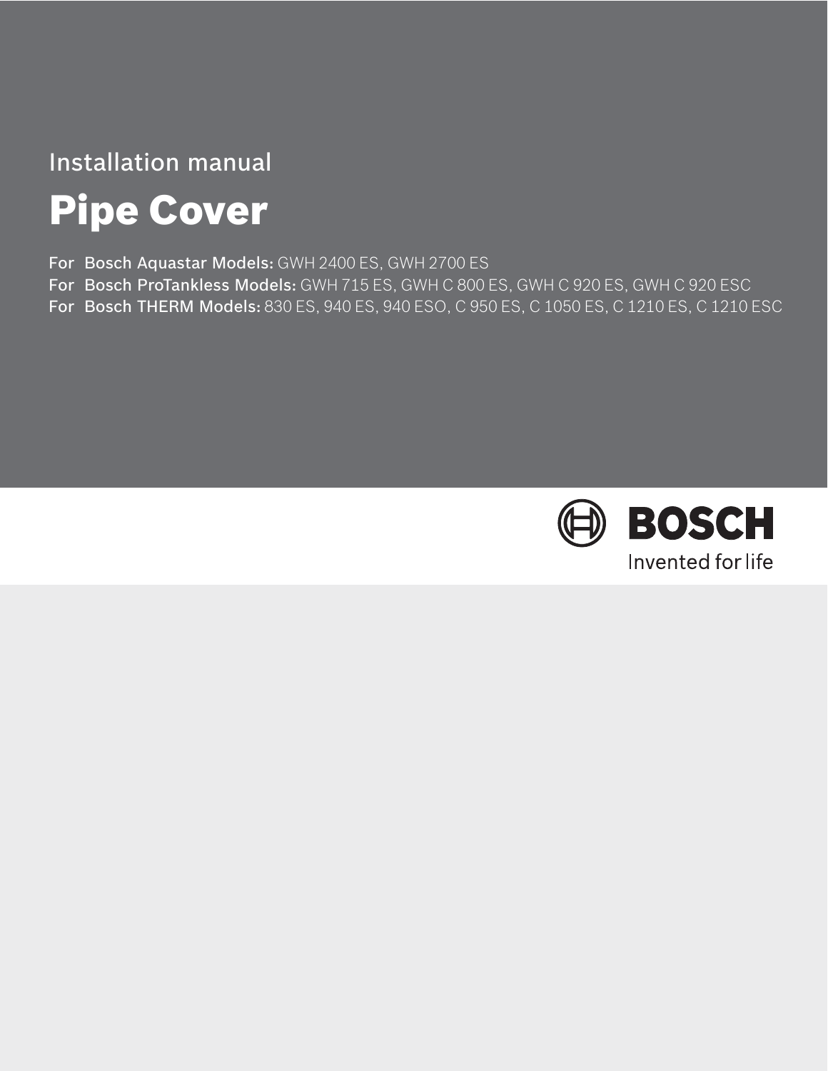Installation manual

# Pipe Cover

For **Bosch Aquastar Models:** GWH 2400 ES, GWH 2700 ES

For **Bosch ProTankless Models:** GWH 715 ES, GWH C 800 ES, GWH C 920 ES, GWH C 920 ESC

For **Bosch THERM Models:** 830 ES, 940 ES, 940 ESO, C 950 ES, C 1050 ES, C 1210 ES, C 1210 ESC

**BOSCH**

Invented for life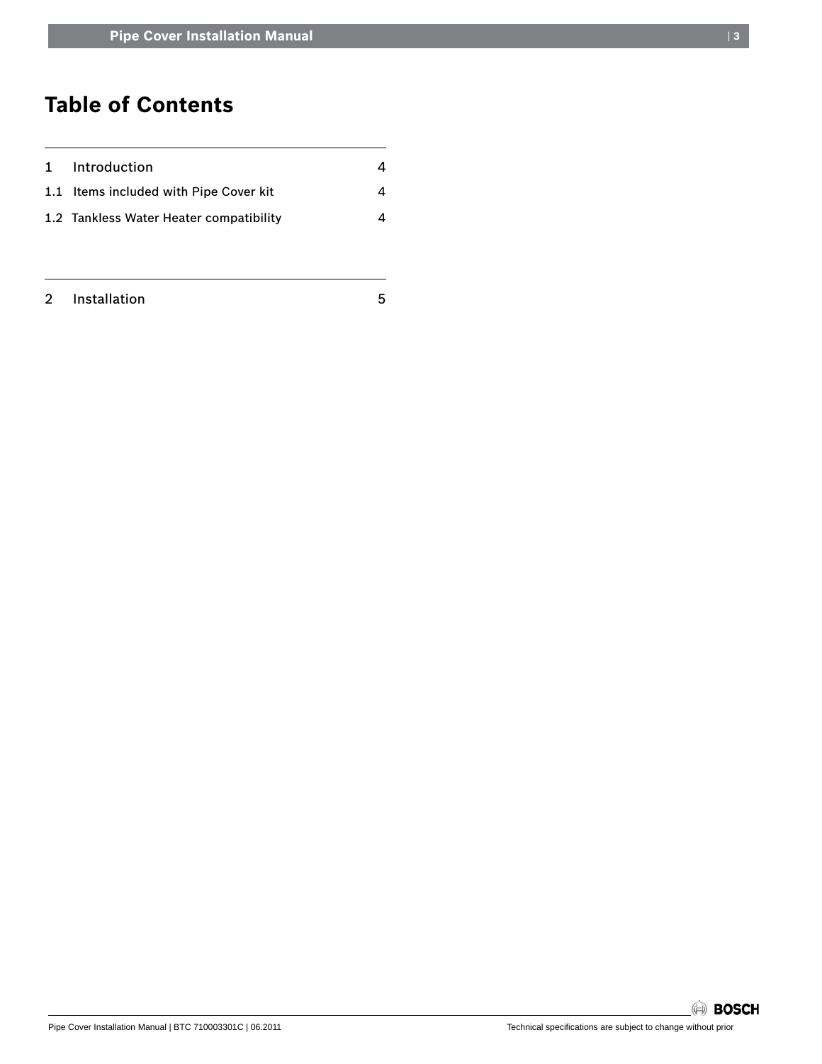# Table of Contents

| | | |
|---|---|---|
| 1 | Introduction | 4 |
| 1.1 | Items included with Pipe Cover kit | 4 |
| 1.2 | Tankless Water Heater compatibility | 4 |
| 2 | Installation | 5 |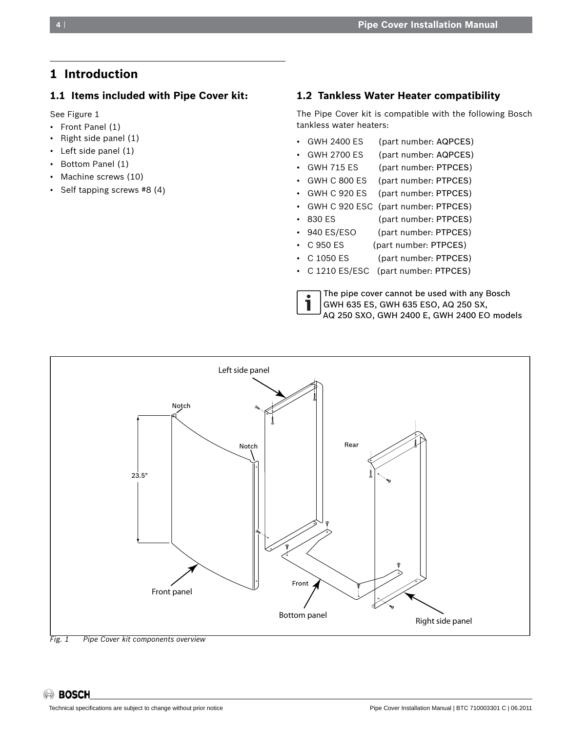# 1 Introduction

## 1.1 Items included with Pipe Cover kit:

See Figure 1

- Front Panel (1)
- Right side panel (1)
- Left side panel (1)
- Bottom Panel (1)
- Machine screws (10)
- Self tapping screws #8 (4)

## 1.2 Tankless Water Heater compatibility

The Pipe Cover kit is compatible with the following Bosch tankless water heaters:

- GWH 2400 ES (part number: AQPCES)
- GWH 2700 ES (part number: AQPCES)
- GWH 715 ES (part number: PTPCES)
- GWH C 800 ES (part number: PTPCES)
- GWH C 920 ES (part number: PTPCES)
- GWH C 920 ESC (part number: PTPCES)
- 830 ES (part number: PTPCES)
- 940 ES/ESO (part number: PTPCES)
- C 950 ES (part number: PTPCES)
- C 1050 ES (part number: PTPCES)
- C 1210 ES/ESC (part number: PTPCES)

The pipe cover cannot be used with any Bosch GWH 635 ES, GWH 635 ESO, AQ 250 SX, AQ 250 SXO, GWH 2400 E, GWH 2400 EO models

Left side panel, Notch, Notch, Rear, 23.5", Front, Front panel, Bottom panel, Right side panel

*Fig. 1 Pipe Cover kit components overview*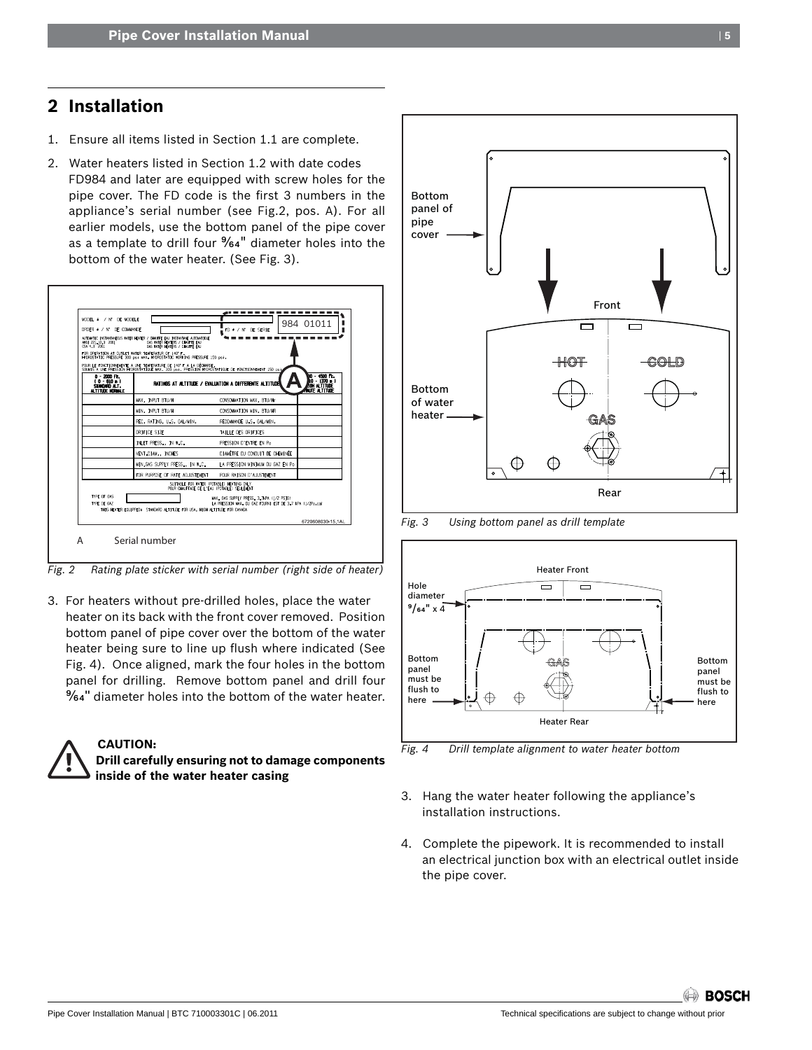## 2 Installation

1. Ensure all items listed in Section 1.1 are complete.
2. Water heaters listed in Section 1.2 with date codes FD984 and later are equipped with screw holes for the pipe cover. The FD code is the first 3 numbers in the appliance's serial number (see Fig.2, pos. A). For all earlier models, use the bottom panel of the pipe cover as a template to drill four 9⁄64" diameter holes into the bottom of the water heater. (See Fig. 3).

A Serial number

*Fig. 2 Rating plate sticker with serial number (right side of heater)*

3. For heaters without pre-drilled holes, place the water heater on its back with the front cover removed. Position bottom panel of pipe cover over the bottom of the water heater being sure to line up flush where indicated (See Fig. 4). Once aligned, mark the four holes in the bottom panel for drilling. Remove bottom panel and drill four 9⁄64" diameter holes into the bottom of the water heater.

**CAUTION:**
**Drill carefully ensuring not to damage components inside of the water heater casing**

*Fig. 3 Using bottom panel as drill template*

*Fig. 4 Drill template alignment to water heater bottom*

3. Hang the water heater following the appliance's installation instructions.
4. Complete the pipework. It is recommended to install an electrical junction box with an electrical outlet inside the pipe cover.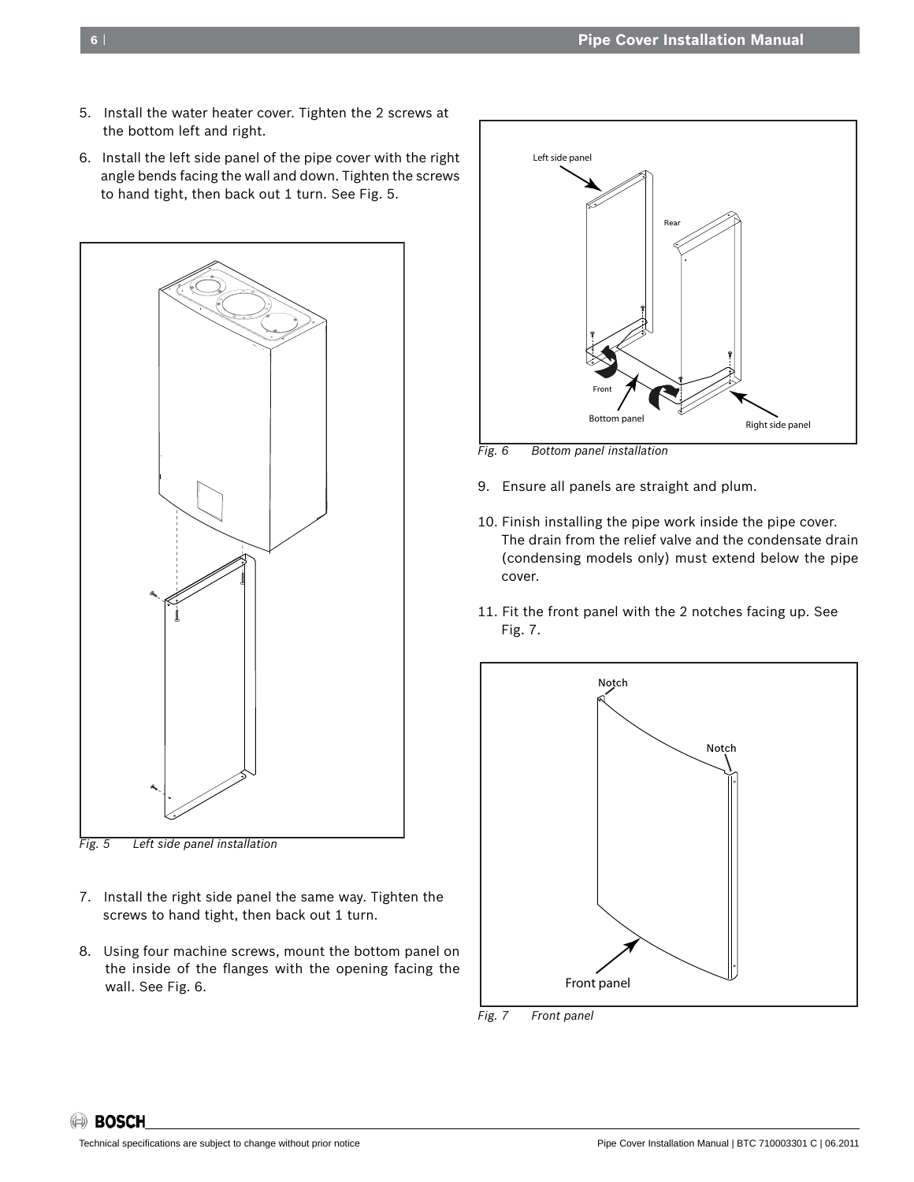5. Install the water heater cover. Tighten the 2 screws at the bottom left and right.
6. Install the left side panel of the pipe cover with the right angle bends facing the wall and down. Tighten the screws to hand tight, then back out 1 turn. See Fig. 5.

*Fig. 5 Left side panel installation*

7. Install the right side panel the same way. Tighten the screws to hand tight, then back out 1 turn.
8. Using four machine screws, mount the bottom panel on the inside of the flanges with the opening facing the wall. See Fig. 6.

*Fig. 6 Bottom panel installation*

9. Ensure all panels are straight and plum.
10. Finish installing the pipe work inside the pipe cover. The drain from the relief valve and the condensate drain (condensing models only) must extend below the pipe cover.
11. Fit the front panel with the 2 notches facing up. See Fig. 7.

*Fig. 7 Front panel*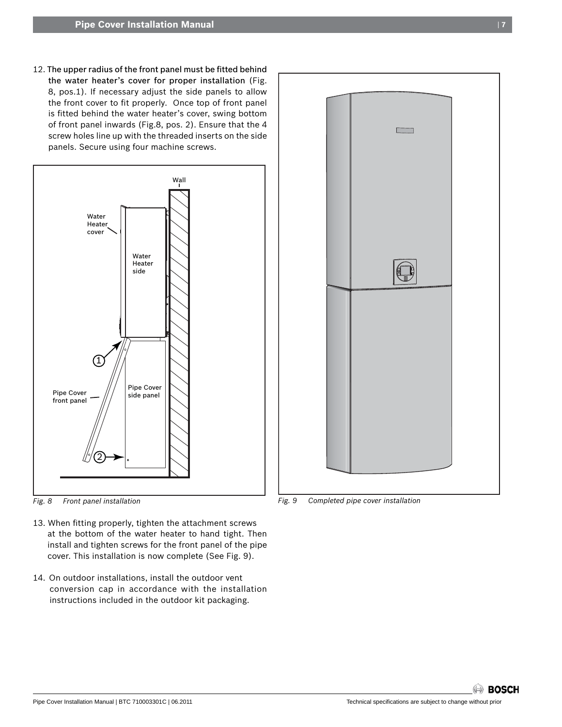12. **The upper radius of the front panel must be fitted behind the water heater's cover for proper installation** (Fig. 8, pos.1). If necessary adjust the side panels to allow the front cover to fit properly. Once top of front panel is fitted behind the water heater's cover, swing bottom of front panel inwards (Fig.8, pos. 2). Ensure that the 4 screw holes line up with the threaded inserts on the side panels. Secure using four machine screws.

*Fig. 8 Front panel installation*

*Fig. 9 Completed pipe cover installation*

13. When fitting properly, tighten the attachment screws at the bottom of the water heater to hand tight. Then install and tighten screws for the front panel of the pipe cover. This installation is now complete (See Fig. 9).

14. On outdoor installations, install the outdoor vent conversion cap in accordance with the installation instructions included in the outdoor kit packaging.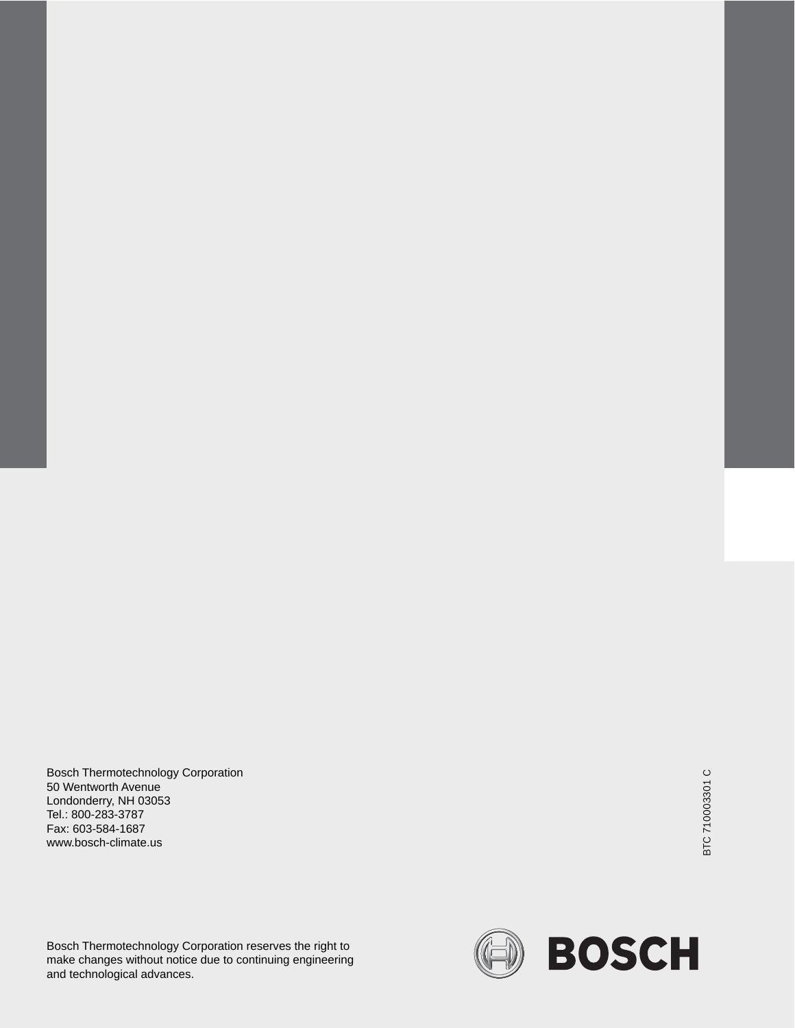Bosch Thermotechnology Corporation
50 Wentworth Avenue
Londonderry, NH 03053
Tel.: 800-283-3787
Fax: 603-584-1687
www.bosch-climate.us

BTC 710003301 C

Bosch Thermotechnology Corporation reserves the right to make changes without notice due to continuing engineering and technological advances.

BOSCH